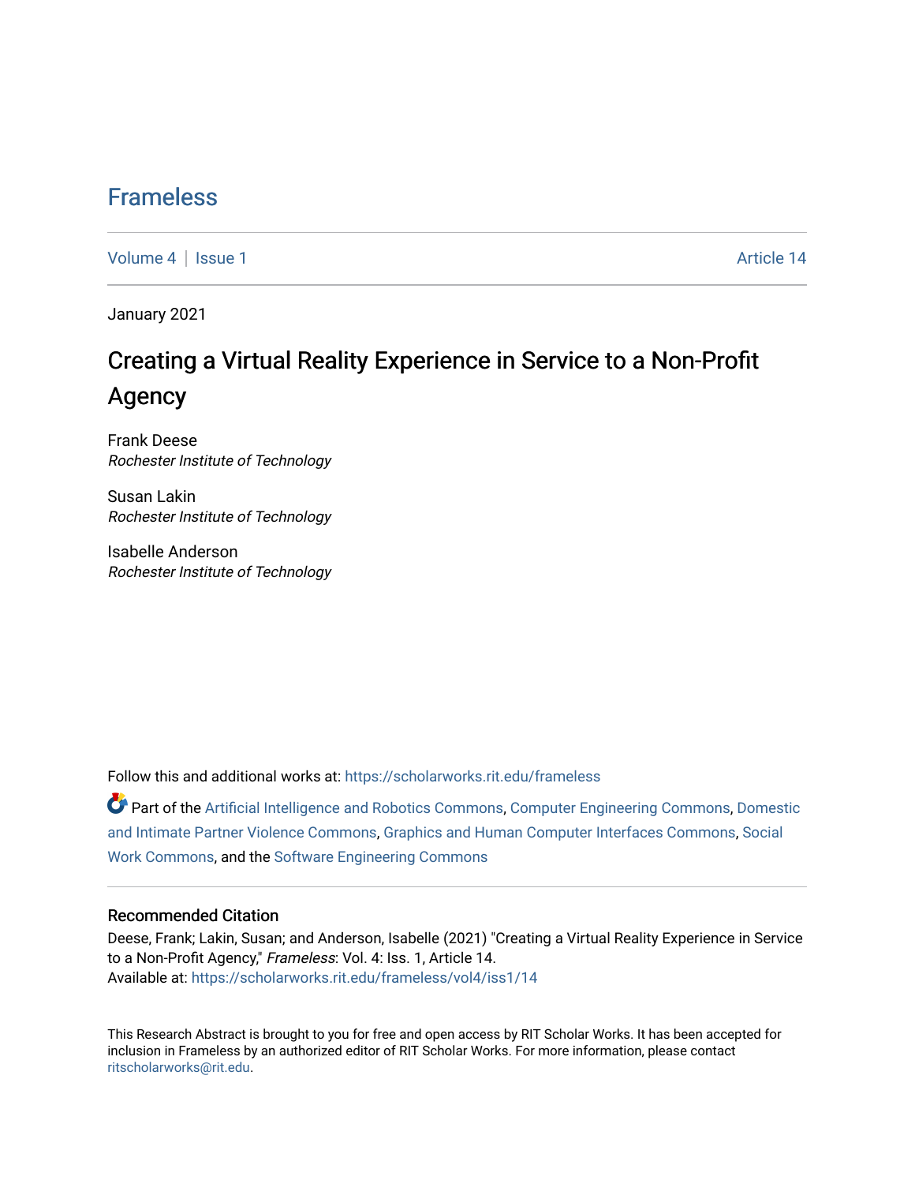# Frameless

Volume 4 | Issue 1 Article 14

January 2021

## Creating a Virtual Reality Experience in Service to a Non-Profit Agency

Frank Deese
*Rochester Institute of Technology*

Susan Lakin
*Rochester Institute of Technology*

Isabelle Anderson
*Rochester Institute of Technology*

Follow this and additional works at: https://scholarworks.rit.edu/frameless

Part of the Artificial Intelligence and Robotics Commons, Computer Engineering Commons, Domestic and Intimate Partner Violence Commons, Graphics and Human Computer Interfaces Commons, Social Work Commons, and the Software Engineering Commons

### Recommended Citation

Deese, Frank; Lakin, Susan; and Anderson, Isabelle (2021) "Creating a Virtual Reality Experience in Service to a Non-Profit Agency," *Frameless*: Vol. 4: Iss. 1, Article 14.
Available at: https://scholarworks.rit.edu/frameless/vol4/iss1/14

This Research Abstract is brought to you for free and open access by RIT Scholar Works. It has been accepted for inclusion in Frameless by an authorized editor of RIT Scholar Works. For more information, please contact ritscholarworks@rit.edu.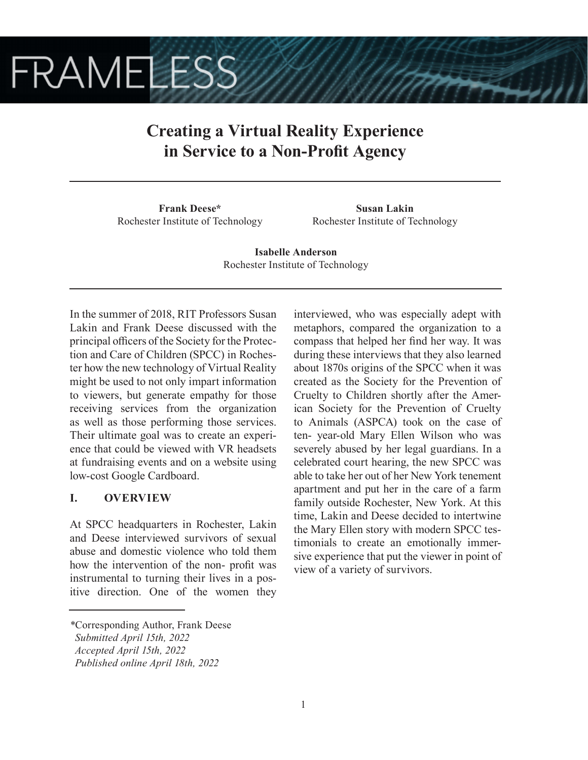**Creating a Virtual Reality Experience in Service to a Non-Profit Agency**

---

**Frank Deese***
Rochester Institute of Technology

**Susan Lakin**
Rochester Institute of Technology

**Isabelle Anderson**
Rochester Institute of Technology

---

In the summer of 2018, RIT Professors Susan Lakin and Frank Deese discussed with the principal officers of the Society for the Protection and Care of Children (SPCC) in Rochester how the new technology of Virtual Reality might be used to not only impart information to viewers, but generate empathy for those receiving services from the organization as well as those performing those services. Their ultimate goal was to create an experience that could be viewed with VR headsets at fundraising events and on a website using low-cost Google Cardboard.

## I. OVERVIEW

At SPCC headquarters in Rochester, Lakin and Deese interviewed survivors of sexual abuse and domestic violence who told them how the intervention of the non- profit was instrumental to turning their lives in a positive direction. One of the women they interviewed, who was especially adept with metaphors, compared the organization to a compass that helped her find her way. It was during these interviews that they also learned about 1870s origins of the SPCC when it was created as the Society for the Prevention of Cruelty to Children shortly after the American Society for the Prevention of Cruelty to Animals (ASPCA) took on the case of ten- year-old Mary Ellen Wilson who was severely abused by her legal guardians. In a celebrated court hearing, the new SPCC was able to take her out of her New York tenement apartment and put her in the care of a farm family outside Rochester, New York. At this time, Lakin and Deese decided to intertwine the Mary Ellen story with modern SPCC testimonials to create an emotionally immersive experience that put the viewer in point of view of a variety of survivors.

---

*Corresponding Author, Frank Deese
*Submitted April 15th, 2022*
*Accepted April 15th, 2022*
*Published online April 18th, 2022*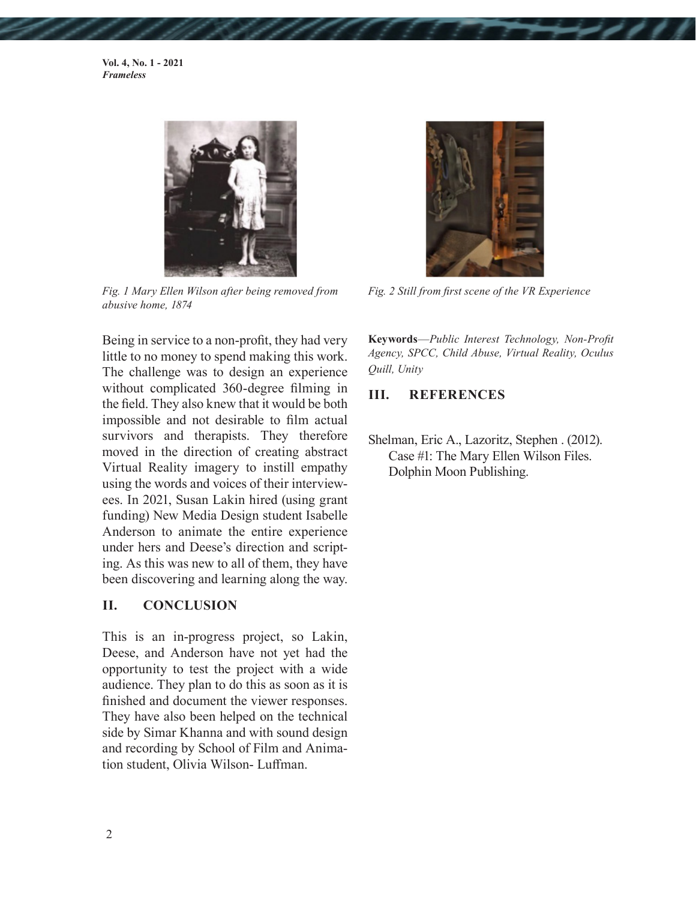Fig. 1 Mary Ellen Wilson after being removed from abusive home, 1874

Fig. 2 Still from first scene of the VR Experience

Being in service to a non-profit, they had very little to no money to spend making this work. The challenge was to design an experience without complicated 360-degree filming in the field. They also knew that it would be both impossible and not desirable to film actual survivors and therapists. They therefore moved in the direction of creating abstract Virtual Reality imagery to instill empathy using the words and voices of their interviewees. In 2021, Susan Lakin hired (using grant funding) New Media Design student Isabelle Anderson to animate the entire experience under hers and Deese's direction and scripting. As this was new to all of them, they have been discovering and learning along the way.

## II. CONCLUSION

This is an in-progress project, so Lakin, Deese, and Anderson have not yet had the opportunity to test the project with a wide audience. They plan to do this as soon as it is finished and document the viewer responses. They have also been helped on the technical side by Simar Khanna and with sound design and recording by School of Film and Animation student, Olivia Wilson- Luffman.

**Keywords**—*Public Interest Technology, Non-Profit Agency, SPCC, Child Abuse, Virtual Reality, Oculus Quill, Unity*

## III. REFERENCES

Shelman, Eric A., Lazoritz, Stephen . (2012). Case #1: The Mary Ellen Wilson Files. Dolphin Moon Publishing.